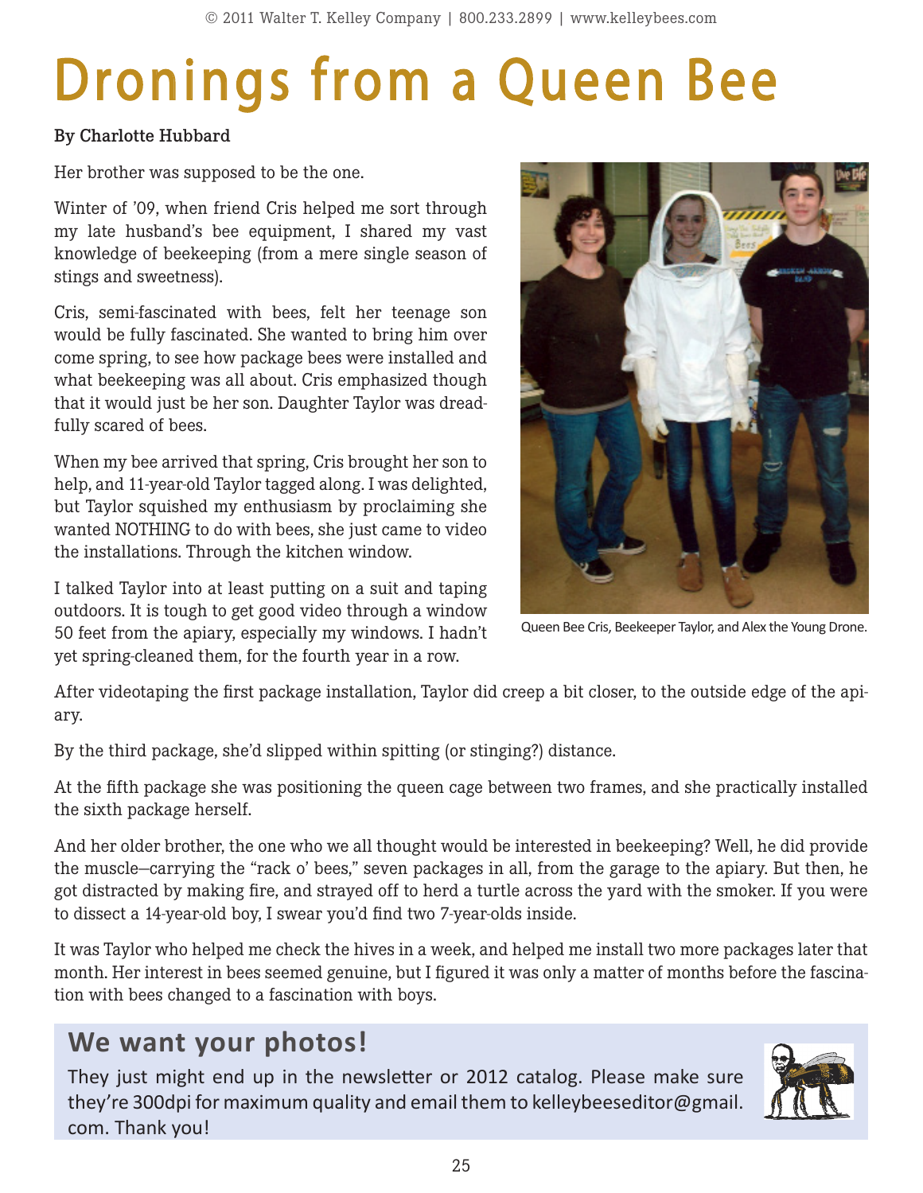# Dronings from a Queen Bee

By Charlotte Hubbard

Her brother was supposed to be the one.

Winter of '09, when friend Cris helped me sort through my late husband's bee equipment, I shared my vast knowledge of beekeeping (from a mere single season of stings and sweetness).

Cris, semi-fascinated with bees, felt her teenage son would be fully fascinated. She wanted to bring him over come spring, to see how package bees were installed and what beekeeping was all about. Cris emphasized though that it would just be her son. Daughter Taylor was dreadfully scared of bees.

When my bee arrived that spring, Cris brought her son to help, and 11-year-old Taylor tagged along. I was delighted, but Taylor squished my enthusiasm by proclaiming she wanted NOTHING to do with bees, she just came to video the installations. Through the kitchen window.

I talked Taylor into at least putting on a suit and taping outdoors. It is tough to get good video through a window 50 feet from the apiary, especially my windows. I hadn't yet spring-cleaned them, for the fourth year in a row.

Queen Bee Cris, Beekeeper Taylor, and Alex the Young Drone.

After videotaping the first package installation, Taylor did creep a bit closer, to the outside edge of the apiary.

By the third package, she'd slipped within spitting (or stinging?) distance.

At the fifth package she was positioning the queen cage between two frames, and she practically installed the sixth package herself.

And her older brother, the one who we all thought would be interested in beekeeping? Well, he did provide the muscle—carrying the "rack o' bees," seven packages in all, from the garage to the apiary. But then, he got distracted by making fire, and strayed off to herd a turtle across the yard with the smoker. If you were to dissect a 14-year-old boy, I swear you'd find two 7-year-olds inside.

It was Taylor who helped me check the hives in a week, and helped me install two more packages later that month. Her interest in bees seemed genuine, but I figured it was only a matter of months before the fascination with bees changed to a fascination with boys.

## We want your photos!

They just might end up in the newsletter or 2012 catalog. Please make sure they're 300dpi for maximum quality and email them to kelleybeeseditor@gmail.com. Thank you!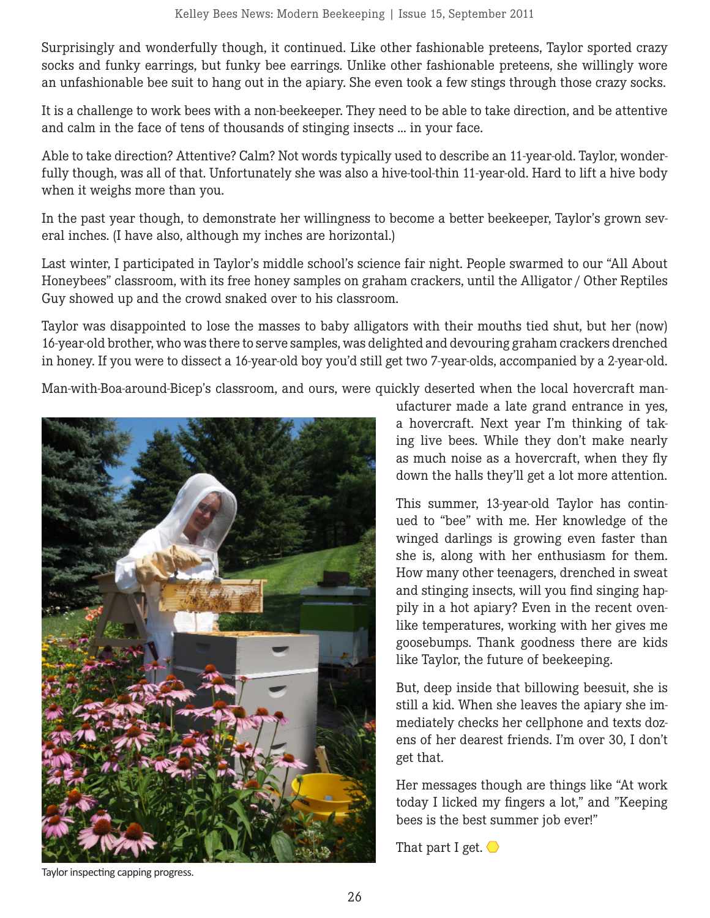Surprisingly and wonderfully though, it continued. Like other fashionable preteens, Taylor sported crazy socks and funky earrings, but funky bee earrings. Unlike other fashionable preteens, she willingly wore an unfashionable bee suit to hang out in the apiary. She even took a few stings through those crazy socks.

It is a challenge to work bees with a non-beekeeper. They need to be able to take direction, and be attentive and calm in the face of tens of thousands of stinging insects ... in your face.

Able to take direction? Attentive? Calm? Not words typically used to describe an 11-year-old. Taylor, wonderfully though, was all of that. Unfortunately she was also a hive-tool-thin 11-year-old. Hard to lift a hive body when it weighs more than you.

In the past year though, to demonstrate her willingness to become a better beekeeper, Taylor's grown several inches. (I have also, although my inches are horizontal.)

Last winter, I participated in Taylor's middle school's science fair night. People swarmed to our "All About Honeybees" classroom, with its free honey samples on graham crackers, until the Alligator / Other Reptiles Guy showed up and the crowd snaked over to his classroom.

Taylor was disappointed to lose the masses to baby alligators with their mouths tied shut, but her (now) 16-year-old brother, who was there to serve samples, was delighted and devouring graham crackers drenched in honey. If you were to dissect a 16-year-old boy you'd still get two 7-year-olds, accompanied by a 2-year-old.

Man-with-Boa-around-Bicep's classroom, and ours, were quickly deserted when the local hovercraft manufacturer made a late grand entrance in yes, a hovercraft. Next year I'm thinking of taking live bees. While they don't make nearly as much noise as a hovercraft, when they fly down the halls they'll get a lot more attention.

Taylor inspecting capping progress.

This summer, 13-year-old Taylor has continued to "bee" with me. Her knowledge of the winged darlings is growing even faster than she is, along with her enthusiasm for them. How many other teenagers, drenched in sweat and stinging insects, will you find singing happily in a hot apiary? Even in the recent oven-like temperatures, working with her gives me goosebumps. Thank goodness there are kids like Taylor, the future of beekeeping.

But, deep inside that billowing beesuit, she is still a kid. When she leaves the apiary she immediately checks her cellphone and texts dozens of her dearest friends. I'm over 30, I don't get that.

Her messages though are things like "At work today I licked my fingers a lot," and "Keeping bees is the best summer job ever!"

That part I get.